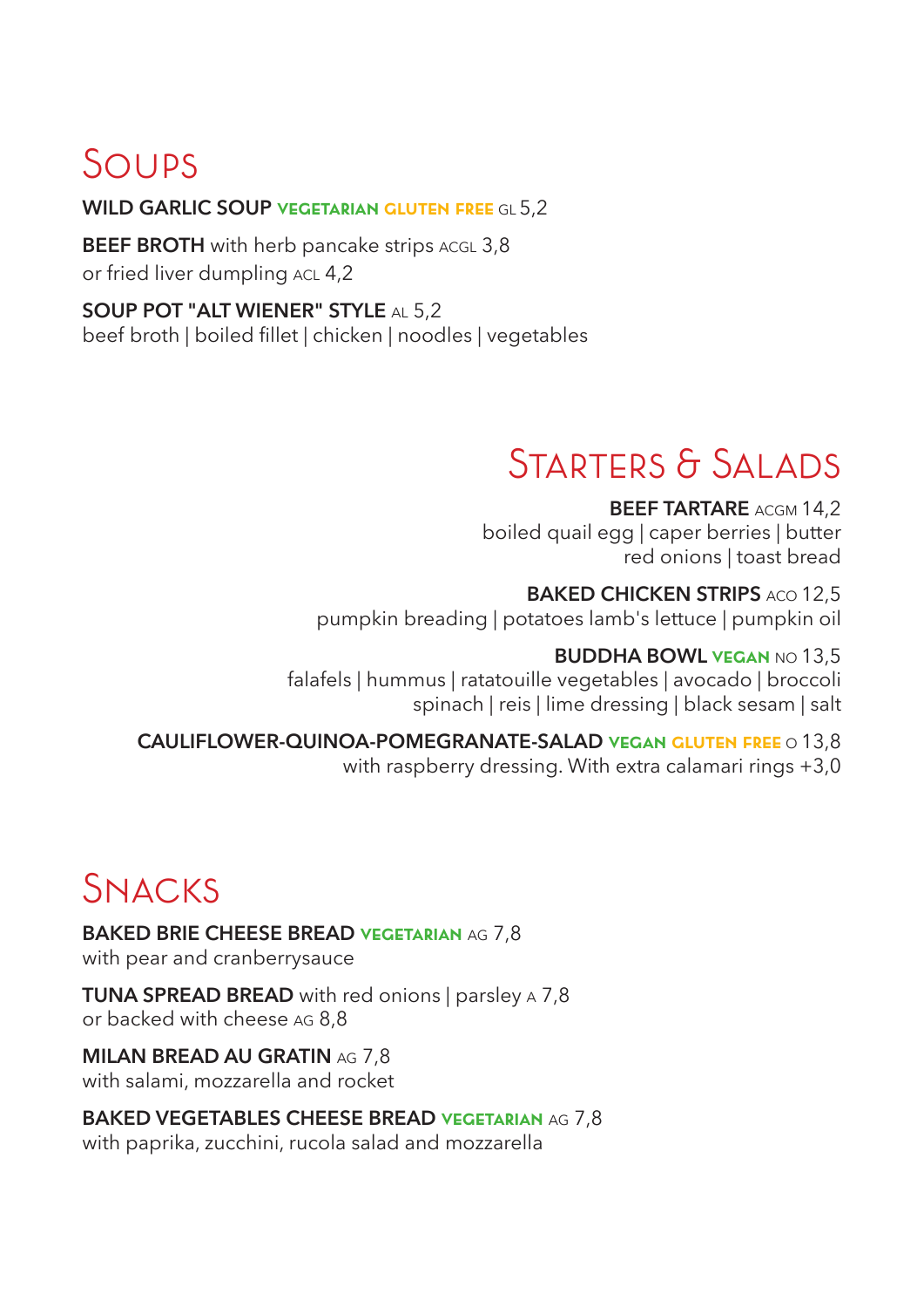## Soups

**WILD GARLIC SOUP** VEGETARIAN GLUTEN FREE GL 5,2

**BEEF BROTH** with herb pancake strips ACGL 3,8
or fried liver dumpling ACL 4,2

**SOUP POT "ALT WIENER" STYLE** AL 5,2
beef broth | boiled fillet | chicken | noodles | vegetables

## Starters & Salads

**BEEF TARTARE** ACGM 14,2
boiled quail egg | caper berries | butter
red onions | toast bread

**BAKED CHICKEN STRIPS** ACO 12,5
pumpkin breading | potatoes lamb's lettuce | pumpkin oil

**BUDDHA BOWL** VEGAN NO 13,5
falafels | hummus | ratatouille vegetables | avocado | broccoli
spinach | reis | lime dressing | black sesam | salt

**CAULIFLOWER-QUINOA-POMEGRANATE-SALAD** VEGAN GLUTEN FREE O 13,8
with raspberry dressing. With extra calamari rings +3,0

## Snacks

**BAKED BRIE CHEESE BREAD** VEGETARIAN AG 7,8
with pear and cranberrysauce

**TUNA SPREAD BREAD** with red onions | parsley A 7,8
or backed with cheese AG 8,8

**MILAN BREAD AU GRATIN** AG 7,8
with salami, mozzarella and rocket

**BAKED VEGETABLES CHEESE BREAD** VEGETARIAN AG 7,8
with paprika, zucchini, rucola salad and mozzarella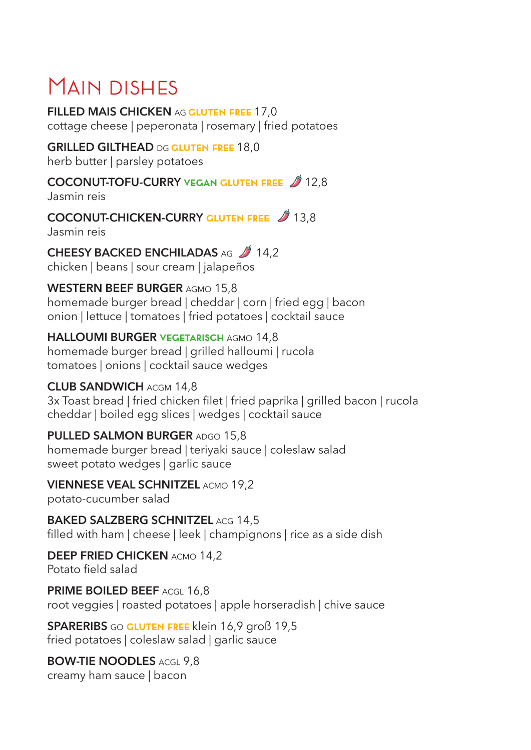# Main dishes

**FILLED MAIS CHICKEN** AG **GLUTEN FREE** 17,0
cottage cheese | peperonata | rosemary | fried potatoes

**GRILLED GILTHEAD** DG **GLUTEN FREE** 18,0
herb butter | parsley potatoes

**COCONUT-TOFU-CURRY** **VEGAN** **GLUTEN FREE** 🌶 12,8
Jasmin reis

**COCONUT-CHICKEN-CURRY** **GLUTEN FREE** 🌶 13,8
Jasmin reis

**CHEESY BACKED ENCHILADAS** AG 🌶 14,2
chicken | beans | sour cream | jalapeños

**WESTERN BEEF BURGER** AGMO 15,8
homemade burger bread | cheddar | corn | fried egg | bacon
onion | lettuce | tomatoes | fried potatoes | cocktail sauce

**HALLOUMI BURGER** **VEGETARISCH** AGMO 14,8
homemade burger bread | grilled halloumi | rucola
tomatoes | onions | cocktail sauce wedges

**CLUB SANDWICH** ACGM 14,8
3x Toast bread | fried chicken filet | fried paprika | grilled bacon | rucola
cheddar | boiled egg slices | wedges | cocktail sauce

**PULLED SALMON BURGER** ADGO 15,8
homemade burger bread | teriyaki sauce | coleslaw salad
sweet potato wedges | garlic sauce

**VIENNESE VEAL SCHNITZEL** ACMO 19,2
potato-cucumber salad

**BAKED SALZBERG SCHNITZEL** ACG 14,5
filled with ham | cheese | leek | champignons | rice as a side dish

**DEEP FRIED CHICKEN** ACMO 14,2
Potato field salad

**PRIME BOILED BEEF** ACGL 16,8
root veggies | roasted potatoes | apple horseradish | chive sauce

**SPARERIBS** GO **GLUTEN FREE** klein 16,9 groß 19,5
fried potatoes | coleslaw salad | garlic sauce

**BOW-TIE NOODLES** ACGL 9,8
creamy ham sauce | bacon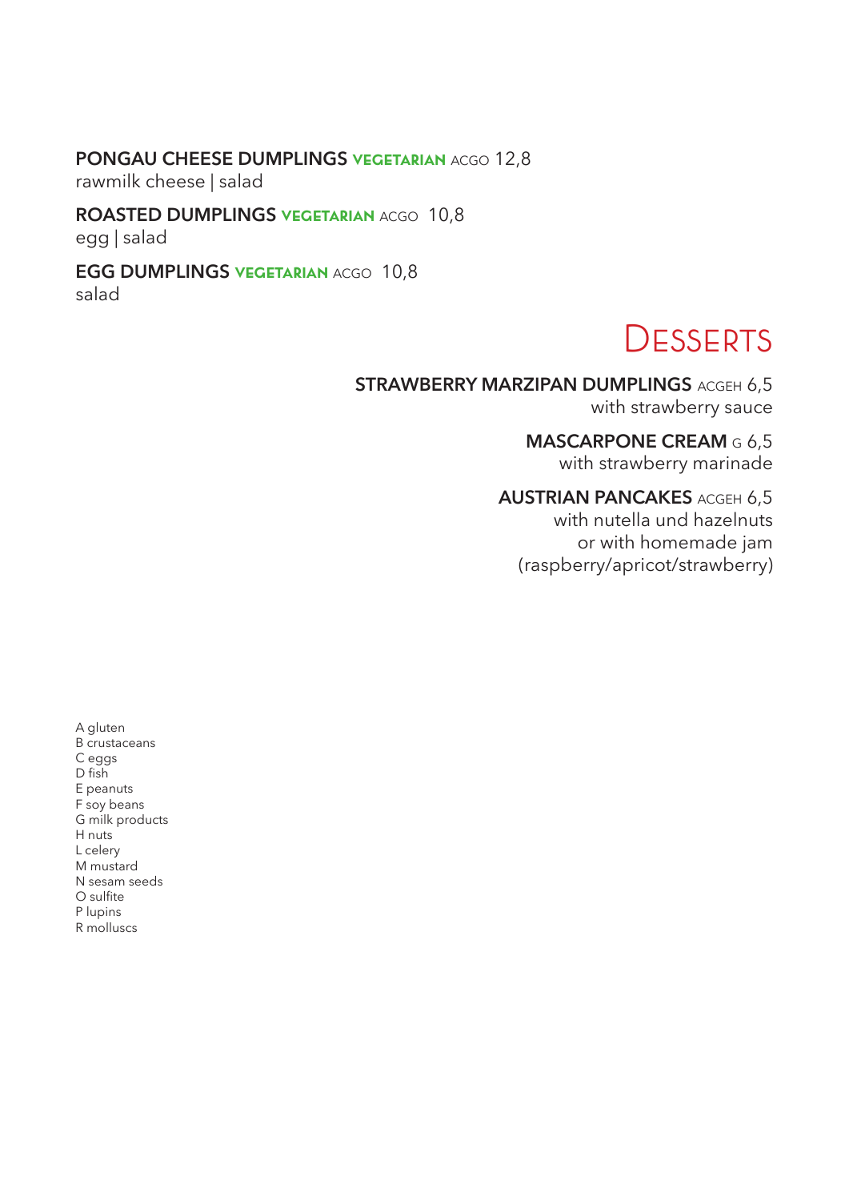**PONGAU CHEESE DUMPLINGS** VEGETARIAN ACGO 12,8
rawmilk cheese | salad

**ROASTED DUMPLINGS** VEGETARIAN ACGO 10,8
egg | salad

**EGG DUMPLINGS** VEGETARIAN ACGO 10,8
salad

# DESSERTS

**STRAWBERRY MARZIPAN DUMPLINGS** ACGEH 6,5
with strawberry sauce

**MASCARPONE CREAM** G 6,5
with strawberry marinade

**AUSTRIAN PANCAKES** ACGEH 6,5
with nutella und hazelnuts
or with homemade jam
(raspberry/apricot/strawberry)

A gluten
B crustaceans
C eggs
D fish
E peanuts
F soy beans
G milk products
H nuts
L celery
M mustard
N sesam seeds
O sulfite
P lupins
R molluscs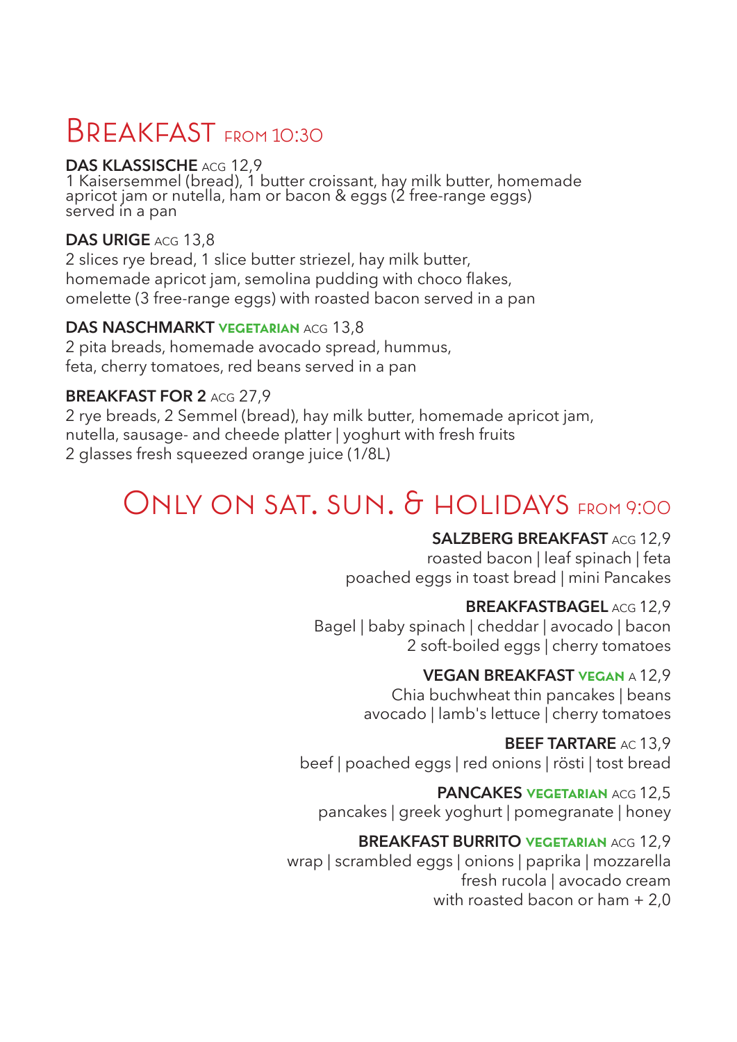# Breakfast FROM 10:30

**DAS KLASSISCHE** ACG 12,9
1 Kaisersemmel (bread), 1 butter croissant, hay milk butter, homemade apricot jam or nutella, ham or bacon & eggs (2 free-range eggs) served in a pan

**DAS URIGE** ACG 13,8
2 slices rye bread, 1 slice butter striezel, hay milk butter, homemade apricot jam, semolina pudding with choco flakes, omelette (3 free-range eggs) with roasted bacon served in a pan

**DAS NASCHMARKT** VEGETARIAN ACG 13,8
2 pita breads, homemade avocado spread, hummus, feta, cherry tomatoes, red beans served in a pan

**BREAKFAST FOR 2** ACG 27,9
2 rye breads, 2 Semmel (bread), hay milk butter, homemade apricot jam, nutella, sausage- and cheede platter | yoghurt with fresh fruits
2 glasses fresh squeezed orange juice (1/8L)

# Only on Sat. Sun. & Holidays FROM 9:00

**SALZBERG BREAKFAST** ACG 12,9
roasted bacon | leaf spinach | feta
poached eggs in toast bread | mini Pancakes

**BREAKFASTBAGEL** ACG 12,9
Bagel | baby spinach | cheddar | avocado | bacon
2 soft-boiled eggs | cherry tomatoes

**VEGAN BREAKFAST** VEGAN A 12,9
Chia buchwheat thin pancakes | beans
avocado | lamb's lettuce | cherry tomatoes

**BEEF TARTARE** AC 13,9
beef | poached eggs | red onions | rösti | tost bread

**PANCAKES** VEGETARIAN ACG 12,5
pancakes | greek yoghurt | pomegranate | honey

**BREAKFAST BURRITO** VEGETARIAN ACG 12,9
wrap | scrambled eggs | onions | paprika | mozzarella
fresh rucola | avocado cream
with roasted bacon or ham + 2,0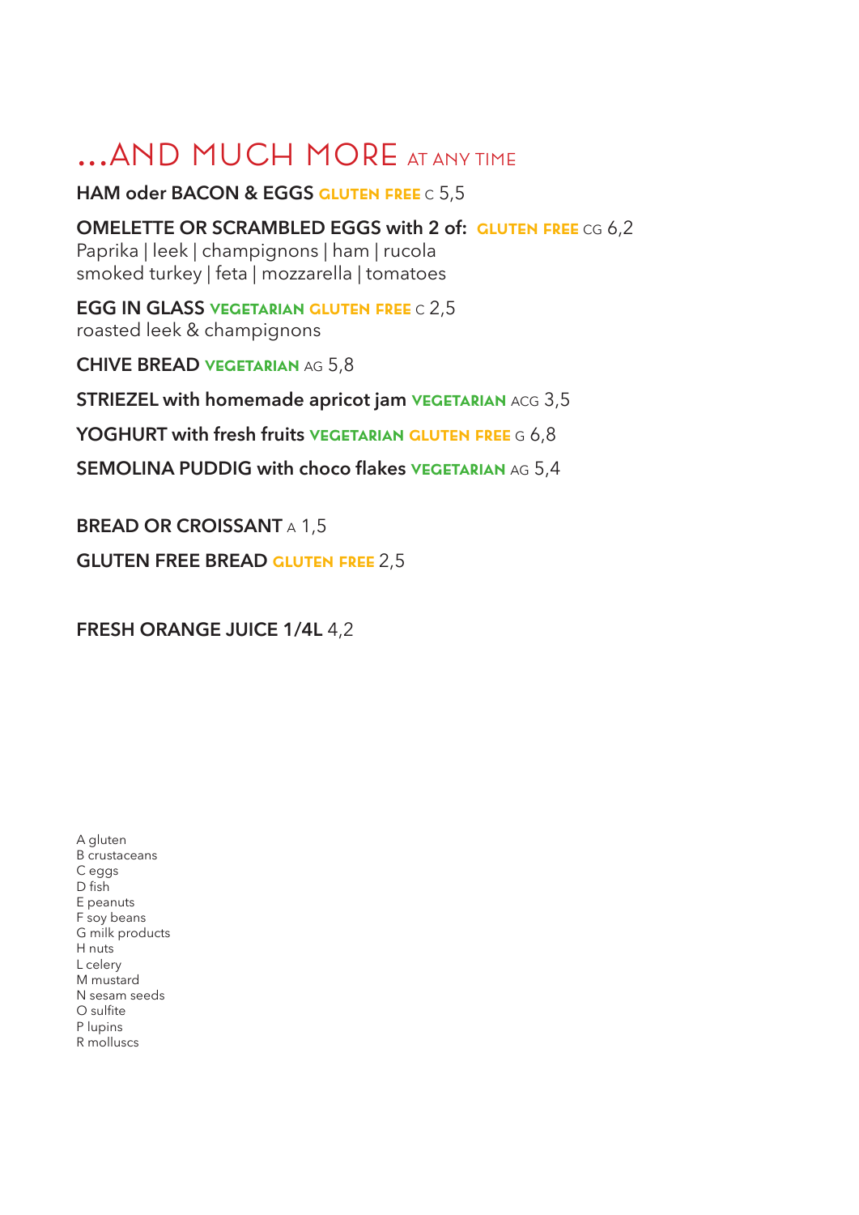# ...AND MUCH MORE AT ANY TIME

**HAM oder BACON & EGGS** GLUTEN FREE C 5,5

**OMELETTE OR SCRAMBLED EGGS with 2 of:** GLUTEN FREE CG 6,2
Paprika | leek | champignons | ham | rucola
smoked turkey | feta | mozzarella | tomatoes

**EGG IN GLASS** VEGETARIAN GLUTEN FREE C 2,5
roasted leek & champignons

**CHIVE BREAD** VEGETARIAN AG 5,8

**STRIEZEL with homemade apricot jam** VEGETARIAN ACG 3,5

**YOGHURT with fresh fruits** VEGETARIAN GLUTEN FREE G 6,8

**SEMOLINA PUDDIG with choco flakes** VEGETARIAN AG 5,4

**BREAD OR CROISSANT** A 1,5

**GLUTEN FREE BREAD** GLUTEN FREE 2,5

**FRESH ORANGE JUICE 1/4L** 4,2

A gluten
B crustaceans
C eggs
D fish
E peanuts
F soy beans
G milk products
H nuts
L celery
M mustard
N sesam seeds
O sulfite
P lupins
R molluscs